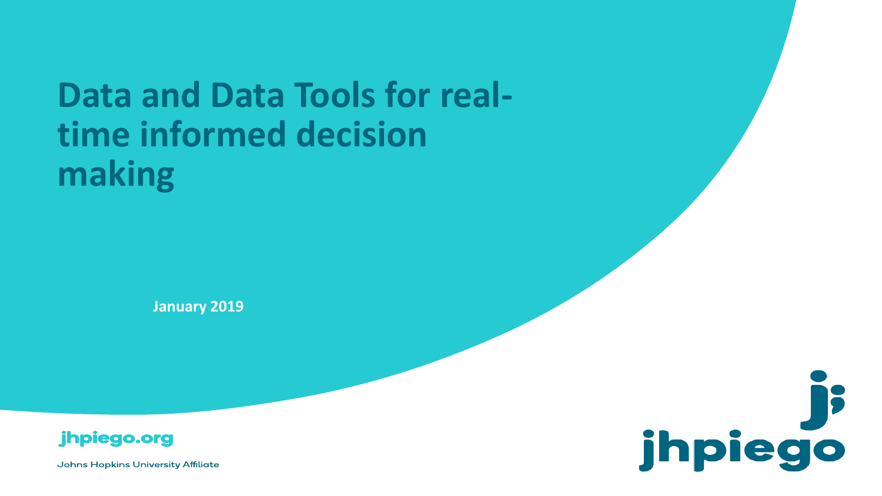# Data and Data Tools for real-time informed decision making

**January 2019**

jhpiego.org

Johns Hopkins University Affiliate

jhpiego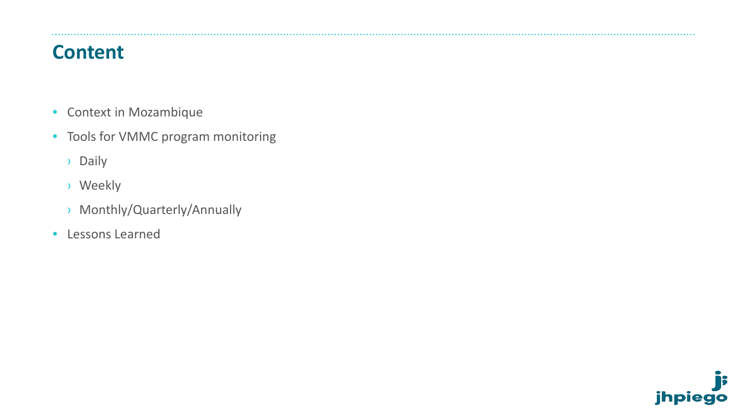## Content

- Context in Mozambique
- Tools for VMMC program monitoring
  - Daily
  - Weekly
  - Monthly/Quarterly/Annually
- Lessons Learned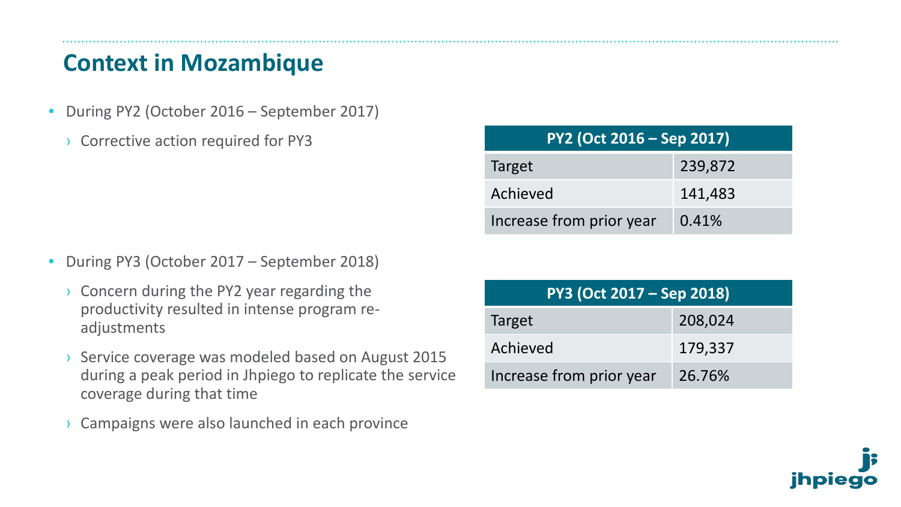# Context in Mozambique

- During PY2 (October 2016 – September 2017)
  - Corrective action required for PY3

| PY2 (Oct 2016 – Sep 2017) | |
|---|---|
| Target | 239,872 |
| Achieved | 141,483 |
| Increase from prior year | 0.41% |

- During PY3 (October 2017 – September 2018)
  - Concern during the PY2 year regarding the productivity resulted in intense program re-adjustments
  - Service coverage was modeled based on August 2015 during a peak period in Jhpiego to replicate the service coverage during that time
  - Campaigns were also launched in each province

| PY3 (Oct 2017 – Sep 2018) | |
|---|---|
| Target | 208,024 |
| Achieved | 179,337 |
| Increase from prior year | 26.76% |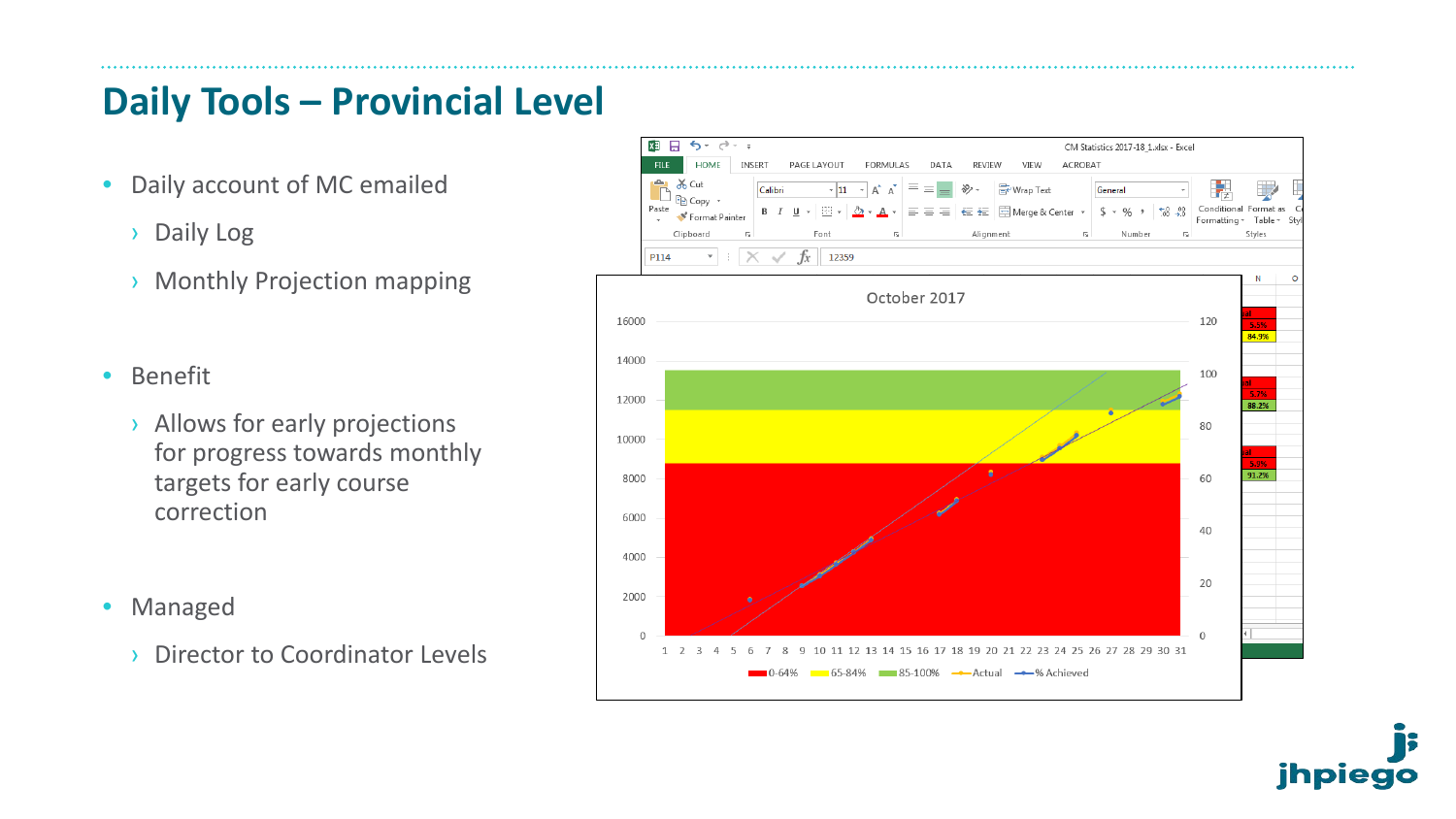# Daily Tools – Provincial Level

- Daily account of MC emailed
  - Daily Log
  - Monthly Projection mapping

- Benefit
  - Allows for early projections for progress towards monthly targets for early course correction

- Managed
  - Director to Coordinator Levels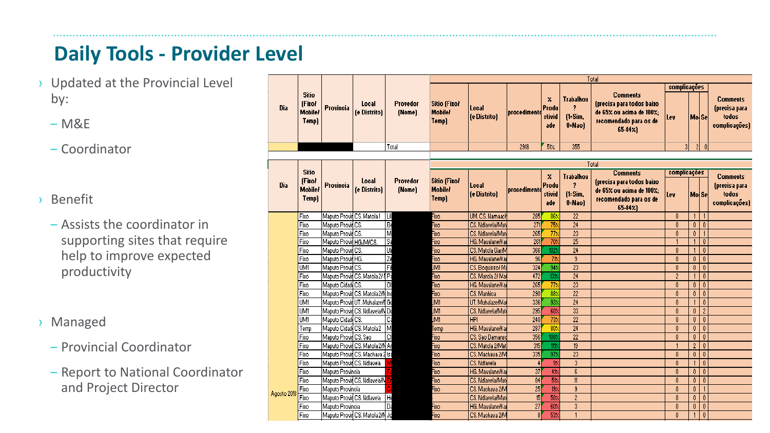# Daily Tools - Provider Level

- Updated at the Provincial Level by:
  - M&E
  - Coordinator
- Benefit
  - Assists the coordinator in supporting sites that require help to improve expected productivity
- Managed
  - Provincial Coordinator
  - Report to National Coordinator and Project Director

| Dia | Sitio (Fixo/ Mobile/ Temp) | Provincia | Local (e Distrito) | Provedor (Nome) | Total | | | | | | complicações | | | |
|---|---|---|---|---|---|---|---|---|---|---|---|---|---|---|
| | | | | | Sitio (Fixo/ Mobile/ Temp) | Local (e Distrito) | procedimento | % Produ ctivid ade | Trabalhou ? (1=Sim, 0=Nao) | Comments (precisa para todos baixo de 65% ou acima de 100%; recomendado para os de 65-84%) | Lev | Mo | Se | Comments (precisa para todos complicações) |
| | | | | Total | | | 2918 | 51% | 355 | | 3 | 2 | 0 | |

| Dia | Sitio (Fixo/ Mobile/ Temp) | Provincia | Local (e Distrito) | Provedor (Nome) | Total | | | | | | complicações | | | |
|---|---|---|---|---|---|---|---|---|---|---|---|---|---|---|
| | | | | | Sitio (Fixo/ Mobile/ Temp) | Local (e Distrito) | procedimento | % Produ ctivid ade | Trabalhou ? (1=Sim, 0=Nao) | Comments (precisa para todos baixo de 65% ou acima de 100%; recomendado para os de 65-84%) | Lev | Mo | Se | Comments (precisa para todos complicações) |
| | Fixo | Maputo Provi | CS. Matola1 | Li | Fixo | UM. CS. Namaach | 285 | 86% | 22 | | 0 | 1 | 1 | |
| | Fixo | Maputo Provi | CS. | Be | Fixo | CS. Ndlavela/Mat | 271 | 75% | 24 | | 0 | 0 | 0 | |
| | Fixo | Maputo Provi | CS. | M | Fixo | CS. Ndlavela/Mat | 265 | 77% | 23 | | 0 | 0 | 1 | |
| | Fixo | Maputo Provi | HG/M/CS. | Sa | Fixo | HG. Mavalane/Ka | 261 | 70% | 25 | | 1 | 1 | 0 | |
| | Fixo | Maputo Provi | CS. | Ul | Fixo | CS. Matola Gar/M | 366 | 102% | 24 | | 0 | 1 | 0 | |
| | Fixo | Maputo Provi | HG. | Ze | Fixo | HG. Mavalane/Ka | 96 | 71% | 9 | | 0 | 0 | 0 | |
| | UM1 | Maputo Provi | CS. | Fi | UM1 | CS. Boquisso/ M | 324 | 94% | 23 | | 0 | 0 | 0 | |
| | Fixo | Maputo Provi | CS. Matola2/ | Pa | Fixo | CS. Matola 2/ Ma | 472 | 131% | 24 | | 2 | 1 | 0 | |
| | Fixo | Maputo Cidad | CS. | Ol | Fixo | HG. Mavalane/Ka | 265 | 77% | 23 | | 0 | 0 | 0 | |
| | Fixo | Maputo Provi | CS. Matola2/N | In | Fixo | CS. Manhica | 290 | 88% | 22 | | 0 | 0 | 0 | |
| | UM1 | Maputo Provi | UT. Muhalaze/ | Gi | UM1 | UT. Muhalaze/Ma | 336 | 93% | 24 | | 0 | 1 | 0 | |
| | UM1 | Maputo Provi | CS. Ndlavela/N | Di | UM1 | CS. Ndlavela/Mat | 295 | 60% | 33 | | 0 | 0 | 2 | |
| | UM1 | Maputo Cidad | CS. | Ca | UM1 | HPI | 240 | 73% | 22 | | 0 | 0 | 0 | |
| | Temp | Maputo Cidad | CS. Matola2 | M | Temp | HG. Mavalane/Ka | 287 | 80% | 24 | | 0 | 0 | 0 | |
| | Fixo | Maputo Provi | CS. Sao | Cl | Fixo | CS. Sao Damaso | 356 | 108% | 22 | | 0 | 0 | 0 | |
| | Fixo | Maputo Provi | CS. Matola2/N | Ar | Fixo | CS. Matola 2/Mat | 315 | 111% | 19 | | 1 | 2 | 0 | |
| | Fixo | Maputo Provi | CS. Machava 2 | Is | Fixo | CS. Machava 2/M | 335 | 97% | 23 | | 0 | 0 | 0 | |
| | Fixo | Maputo Provi | CS. Ndlavela | M | Fixo | CS. Ndlavela | 4 | 9% | 3 | | 0 | 1 | 0 | |
| | Fixo | Maputo Provincia | | Fi | Fixo | HG. Mavalane/Ka | 37 | 41% | 6 | | 0 | 0 | 0 | |
| | Fixo | Maputo Provi | CS. Ndlavela/N | El | Fixo | CS. Ndlavela/Mat | 84 | 51% | 11 | | 0 | 0 | 0 | |
| Agosto 2018 | Fixo | Maputo Provincia | | Cl | Fixo | CS. Machava 2/M | 25 | 19% | 9 | | 0 | 0 | 1 | |
| | Fixo | Maputo Provi | CS. Ndlavela | He | | CS. Ndlavela/Mat | 16 | 50% | 2 | | 0 | 0 | 0 | |
| | Fixo | Maputo Provincia | | Da | Fixo | HG. Mavalane/Ka | 27 | 60% | 3 | | 0 | 0 | 0 | |
| | Fixo | Maputo Provi | CS. Matola2/N | Jo | Fixo | CS. Machava 2/M | 8 | 53% | 1 | | 0 | 1 | 0 | |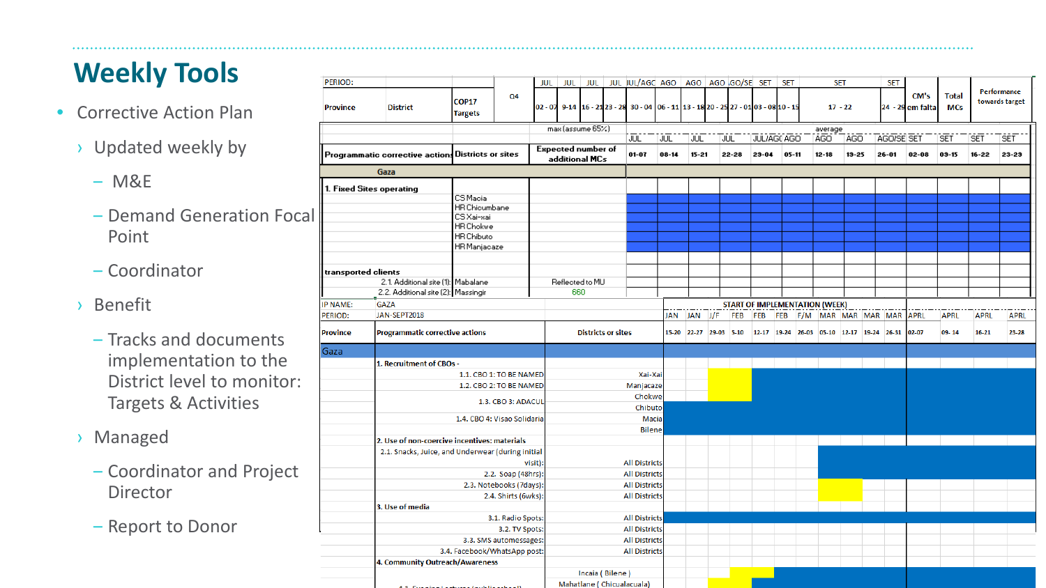# Weekly Tools

- Corrective Action Plan
  - Updated weekly by
    - M&E
    - Demand Generation Focal Point
    - Coordinator
  - Benefit
    - Tracks and documents implementation to the District level to monitor: Targets & Activities
  - Managed
    - Coordinator and Project Director
    - Report to Donor

| PERIOD: | | | | JUL | JUL | JUL | JUL | JUL/AGO | AGO | AGO | AGO | AGO/SET | SET | SET | SET | SET | | | |
|---|---|---|---|---|---|---|---|---|---|---|---|---|---|---|---|---|---|---|---|
| Province | District | COP17 Targets | Q4 | 02 - 07 | 9-14 | 16 - 21 | 23 - 28 | 30 - 04 | 06 - 11 | 13 - 18 | 20 - 25 | 27 - 01 | 03 - 08 | 10 - 15 | 17 - 22 | 24 - 29 | CM's em falta | Total MCs | Performance towards target |

| Programmatic corrective actions | Districts or sites | Expected number of additional MCs (max (assume 65%)) | JUL 01-07 | JUL 08-14 | JUL 15-21 | JUL 22-28 | JUL/AGO 29-04 | AGO 05-11 | AGO 12-18 | AGO 19-25 | AGO/SET 26-01 | SET 02-08 | SET 09-15 | SET 16-22 | SET 23-29 |
|---|---|---|---|---|---|---|---|---|---|---|---|---|---|---|---|
| Gaza | | | | | | | | | | | | | | | |
| 1. Fixed Sites operating | | | | | | | | | | | | | | | |
| | CS Macia | | | | | | | | | | | | | | |
| | HR Chicumbane | | | | | | | | | | | | | | |
| | CS Xai-xai | | | | | | | | | | | | | | |
| | HR Chokwe | | | | | | | | | | | | | | |
| | HR Chibuto | | | | | | | | | | | | | | |
| | HR Manjacaze | | | | | | | | | | | | | | |
| transported clients | | | | | | | | | | | | | | | |
| 2.1. Additional site (1): | Mabalane | Reflected to MU | | | | | | | | | | | | | |
| 2.2. Additional site (2): | Massingir | 660 | | | | | | | | | | | | | |

IP NAME: GAZA
PERIOD: JAN-SEPT2018

START OF IMPLEMENTATION (WEEK)

| Province | Programmatic corrective actions | Districts or sites | JAN 15-20 | JAN 22-27 | J/F 29-03 | FEB 5-10 | FEB 12-17 | FEB 19-24 | F/M 26-03 | MAR 05-10 | MAR 12-17 | MAR 19-24 | MAR 26-31 | APRL 02-07 | APRL 09-14 | APRL 16-21 | APRL 23-28 |
|---|---|---|---|---|---|---|---|---|---|---|---|---|---|---|---|---|---|
| Gaza | | | | | | | | | | | | | | | | | |
| | 1. Recruitment of CBOs - | | | | | | | | | | | | | | | | |
| | 1.1. CBO 1: TO BE NAMED | Xai-Xai | | | | | | | | | | | | | | | |
| | 1.2. CBO 2: TO BE NAMED | Manjacaze | | | | | | | | | | | | | | | |
| | 1.3. CBO 3: ADACUL | Chokwe | | | | | | | | | | | | | | | |
| | | Chibuto | | | | | | | | | | | | | | | |
| | 1.4. CBO 4: Visao Solidaria | Macia | | | | | | | | | | | | | | | |
| | | Bilene | | | | | | | | | | | | | | | |
| | 2. Use of non-coercive incentives: materials | | | | | | | | | | | | | | | | |
| | 2.1. Snacks, Juice, and Underwear (during initial visit): | All Districts | | | | | | | | | | | | | | | |
| | 2.2. Soap (48hrs): | All Districts | | | | | | | | | | | | | | | |
| | 2.3. Notebooks (7days): | All Districts | | | | | | | | | | | | | | | |
| | 2.4. Shirts (6wks): | All Districts | | | | | | | | | | | | | | | |
| | 3. Use of media | | | | | | | | | | | | | | | | |
| | 3.1. Radio Spots: | All Districts | | | | | | | | | | | | | | | |
| | 3.2. TV Spots: | All Districts | | | | | | | | | | | | | | | |
| | 3.3. SMS automessages: | All Districts | | | | | | | | | | | | | | | |
| | 3.4. Facebook/WhatsApp post: | All Districts | | | | | | | | | | | | | | | |
| | 4. Community Outreach/Awareness | | | | | | | | | | | | | | | | |
| | | Incaia ( Bilene ) | | | | | | | | | | | | | | | |
| | 4.1. Ensuing Lectures (public school) | Mahatlane ( Chicualacuala) | | | | | | | | | | | | | | | |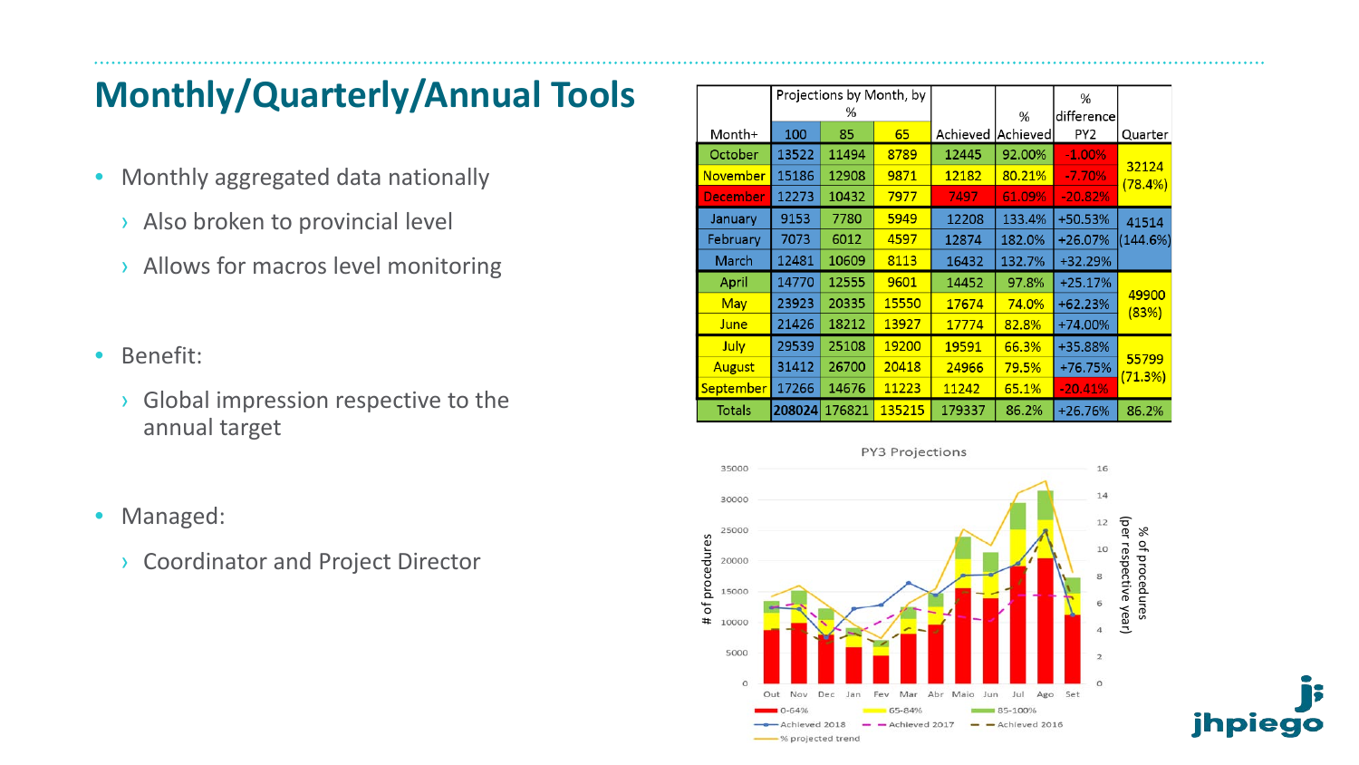# Monthly/Quarterly/Annual Tools

- Monthly aggregated data nationally
  - Also broken to provincial level
  - Allows for macros level monitoring
- Benefit:
  - Global impression respective to the annual target
- Managed:
  - Coordinator and Project Director

| Month+ | Projections by Month, by % | | | Achieved | % Achieved | % difference PY2 | Quarter |
|---|---|---|---|---|---|---|---|
| | 100 | 85 | 65 | | | | |
| October | 13522 | 11494 | 8789 | 12445 | 92.00% | -1.00% | 32124 (78.4%) |
| November | 15186 | 12908 | 9871 | 12182 | 80.21% | -7.70% | |
| December | 12273 | 10432 | 7977 | 7497 | 61.09% | -20.82% | |
| January | 9153 | 7780 | 5949 | 12208 | 133.4% | +50.53% | 41514 (144.6%) |
| February | 7073 | 6012 | 4597 | 12874 | 182.0% | +26.07% | |
| March | 12481 | 10609 | 8113 | 16432 | 132.7% | +32.29% | |
| April | 14770 | 12555 | 9601 | 14452 | 97.8% | +25.17% | 49900 (83%) |
| May | 23923 | 20335 | 15550 | 17674 | 74.0% | +62.23% | |
| June | 21426 | 18212 | 13927 | 17774 | 82.8% | +74.00% | |
| July | 29539 | 25108 | 19200 | 19591 | 66.3% | +35.88% | 55799 (71.3%) |
| August | 31412 | 26700 | 20418 | 24966 | 79.5% | +76.75% | |
| September | 17266 | 14676 | 11223 | 11242 | 65.1% | -20.41% | |
| Totals | 208024 | 176821 | 135215 | 179337 | 86.2% | +26.76% | 86.2% |

PY3 Projections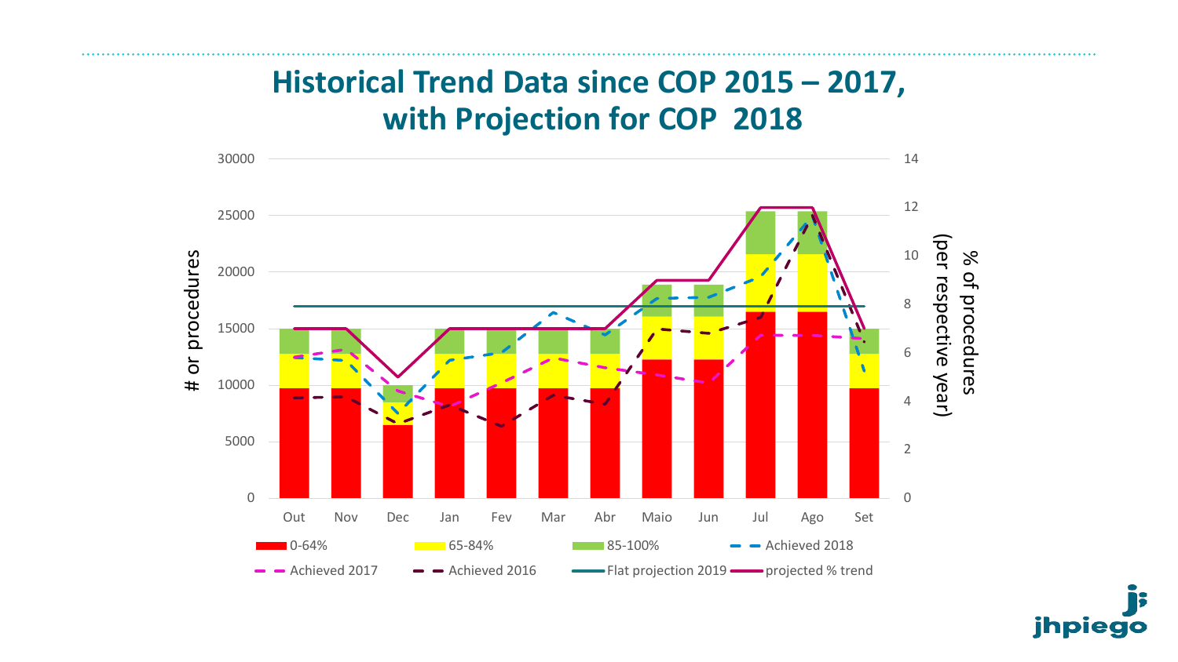# Historical Trend Data since COP 2015 – 2017, with Projection for COP 2018

# or procedures

% of procedures (per respective year)

Out Nov Dec Jan Fev Mar Abr Maio Jun Jul Ago Set

0-64% | 65-84% | 85-100% | Achieved 2018 | Achieved 2017 | Achieved 2016 | Flat projection 2019 | projected % trend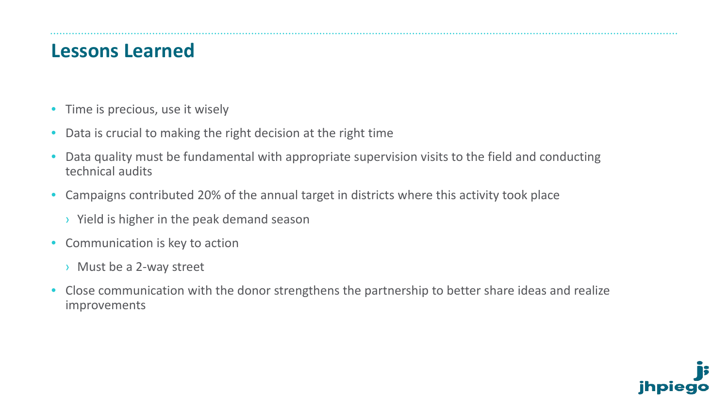## Lessons Learned

- Time is precious, use it wisely
- Data is crucial to making the right decision at the right time
- Data quality must be fundamental with appropriate supervision visits to the field and conducting technical audits
- Campaigns contributed 20% of the annual target in districts where this activity took place
  - Yield is higher in the peak demand season
- Communication is key to action
  - Must be a 2-way street
- Close communication with the donor strengthens the partnership to better share ideas and realize improvements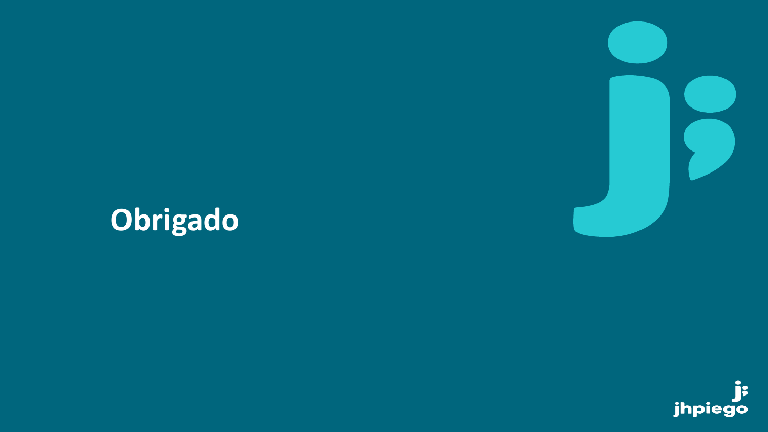# Obrigado